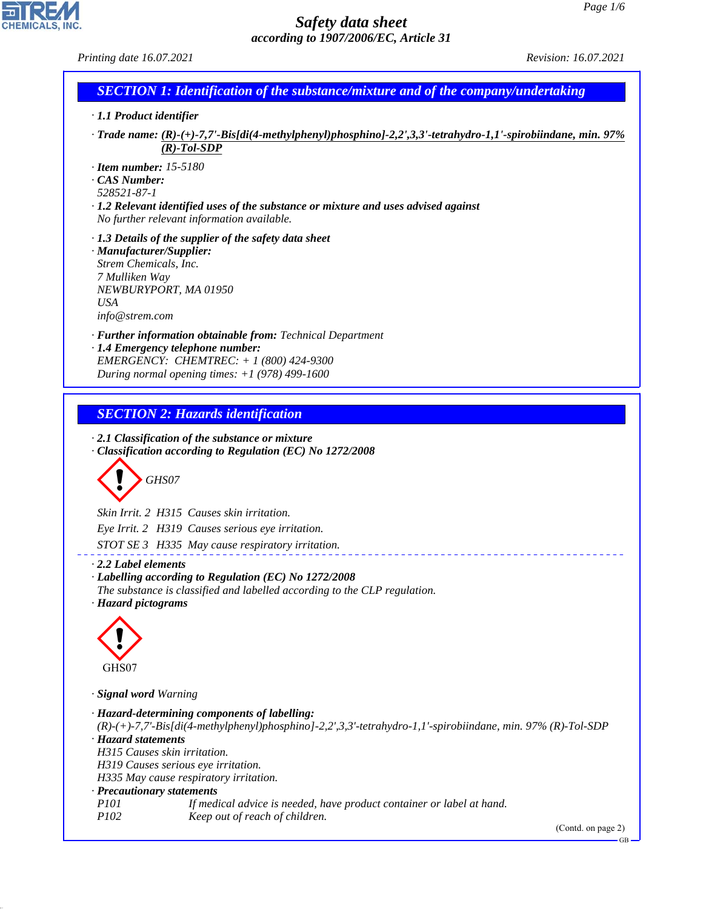# Safety data sheet
*according to 1907/2006/EC, Article 31*

*Printing date 16.07.2021* *Revision: 16.07.2021*

## SECTION 1: Identification of the substance/mixture and of the company/undertaking

· **1.1 Product identifier**

· **Trade name: (R)-(+)-7,7'-Bis[di(4-methylphenyl)phosphino]-2,2',3,3'-tetrahydro-1,1'-spirobiindane, min. 97% (R)-Tol-SDP**

· **Item number:** 15-5180
· **CAS Number:**
528521-87-1
· **1.2 Relevant identified uses of the substance or mixture and uses advised against**
No further relevant information available.

· **1.3 Details of the supplier of the safety data sheet**
· **Manufacturer/Supplier:**
Strem Chemicals, Inc.
7 Mulliken Way
NEWBURYPORT, MA 01950
USA
info@strem.com

· **Further information obtainable from:** Technical Department
· **1.4 Emergency telephone number:**
EMERGENCY: CHEMTREC: + 1 (800) 424-9300
During normal opening times: +1 (978) 499-1600

## SECTION 2: Hazards identification

· **2.1 Classification of the substance or mixture**
· **Classification according to Regulation (EC) No 1272/2008**

GHS07

Skin Irrit. 2 H315 Causes skin irritation.

Eye Irrit. 2 H319 Causes serious eye irritation.

STOT SE 3 H335 May cause respiratory irritation.

· **2.2 Label elements**
· **Labelling according to Regulation (EC) No 1272/2008**
The substance is classified and labelled according to the CLP regulation.
· **Hazard pictograms**

GHS07

· **Signal word** Warning

· **Hazard-determining components of labelling:**
(R)-(+)-7,7'-Bis[di(4-methylphenyl)phosphino]-2,2',3,3'-tetrahydro-1,1'-spirobiindane, min. 97% (R)-Tol-SDP
· **Hazard statements**
H315 Causes skin irritation.
H319 Causes serious eye irritation.
H335 May cause respiratory irritation.
· **Precautionary statements**
P101 If medical advice is needed, have product container or label at hand.
P102 Keep out of reach of children.

(Contd. on page 2)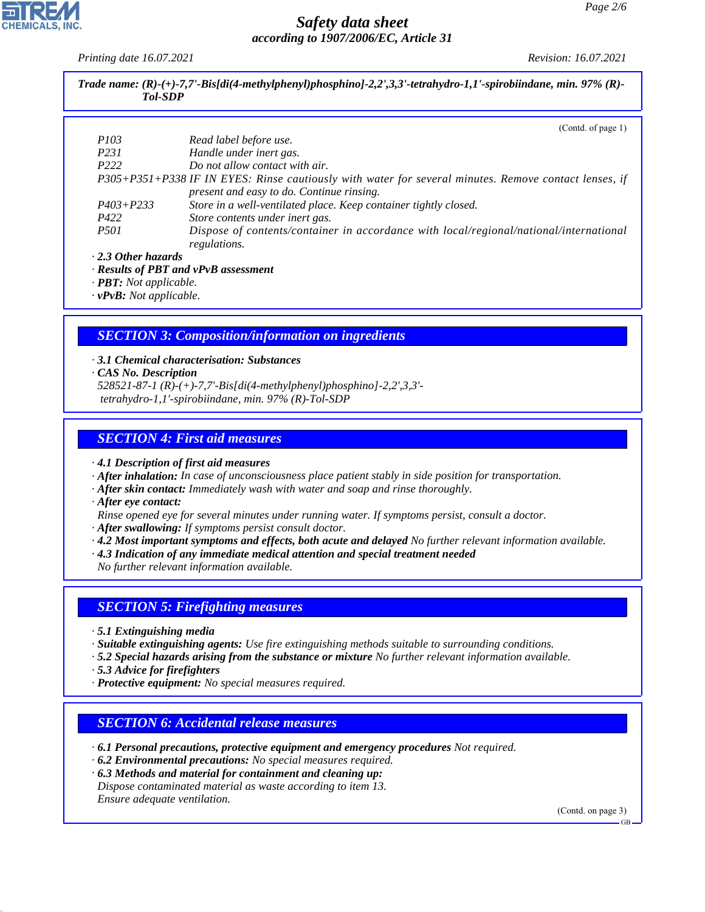Trade name: (R)-(+)-7,7'-Bis[di(4-methylphenyl)phosphino]-2,2',3,3'-tetrahydro-1,1'-spirobiindane, min. 97% (R)-Tol-SDP

(Contd. of page 1)

| | |
|---|---|
| P103 | Read label before use. |
| P231 | Handle under inert gas. |
| P222 | Do not allow contact with air. |
| P305+P351+P338 | IF IN EYES: Rinse cautiously with water for several minutes. Remove contact lenses, if present and easy to do. Continue rinsing. |
| P403+P233 | Store in a well-ventilated place. Keep container tightly closed. |
| P422 | Store contents under inert gas. |
| P501 | Dispose of contents/container in accordance with local/regional/national/international regulations. |

· **2.3 Other hazards**
· **Results of PBT and vPvB assessment**
· **PBT:** Not applicable.
· **vPvB:** Not applicable.

## SECTION 3: Composition/information on ingredients

· **3.1 Chemical characterisation: Substances**
· **CAS No. Description**
528521-87-1 (R)-(+)-7,7'-Bis[di(4-methylphenyl)phosphino]-2,2',3,3'-tetrahydro-1,1'-spirobiindane, min. 97% (R)-Tol-SDP

## SECTION 4: First aid measures

· **4.1 Description of first aid measures**
· **After inhalation:** In case of unconsciousness place patient stably in side position for transportation.
· **After skin contact:** Immediately wash with water and soap and rinse thoroughly.
· **After eye contact:**
Rinse opened eye for several minutes under running water. If symptoms persist, consult a doctor.
· **After swallowing:** If symptoms persist consult doctor.
· **4.2 Most important symptoms and effects, both acute and delayed** No further relevant information available.
· **4.3 Indication of any immediate medical attention and special treatment needed**
No further relevant information available.

## SECTION 5: Firefighting measures

· **5.1 Extinguishing media**
· **Suitable extinguishing agents:** Use fire extinguishing methods suitable to surrounding conditions.
· **5.2 Special hazards arising from the substance or mixture** No further relevant information available.
· **5.3 Advice for firefighters**
· **Protective equipment:** No special measures required.

## SECTION 6: Accidental release measures

· **6.1 Personal precautions, protective equipment and emergency procedures** Not required.
· **6.2 Environmental precautions:** No special measures required.
· **6.3 Methods and material for containment and cleaning up:**
Dispose contaminated material as waste according to item 13.
Ensure adequate ventilation.

(Contd. on page 3)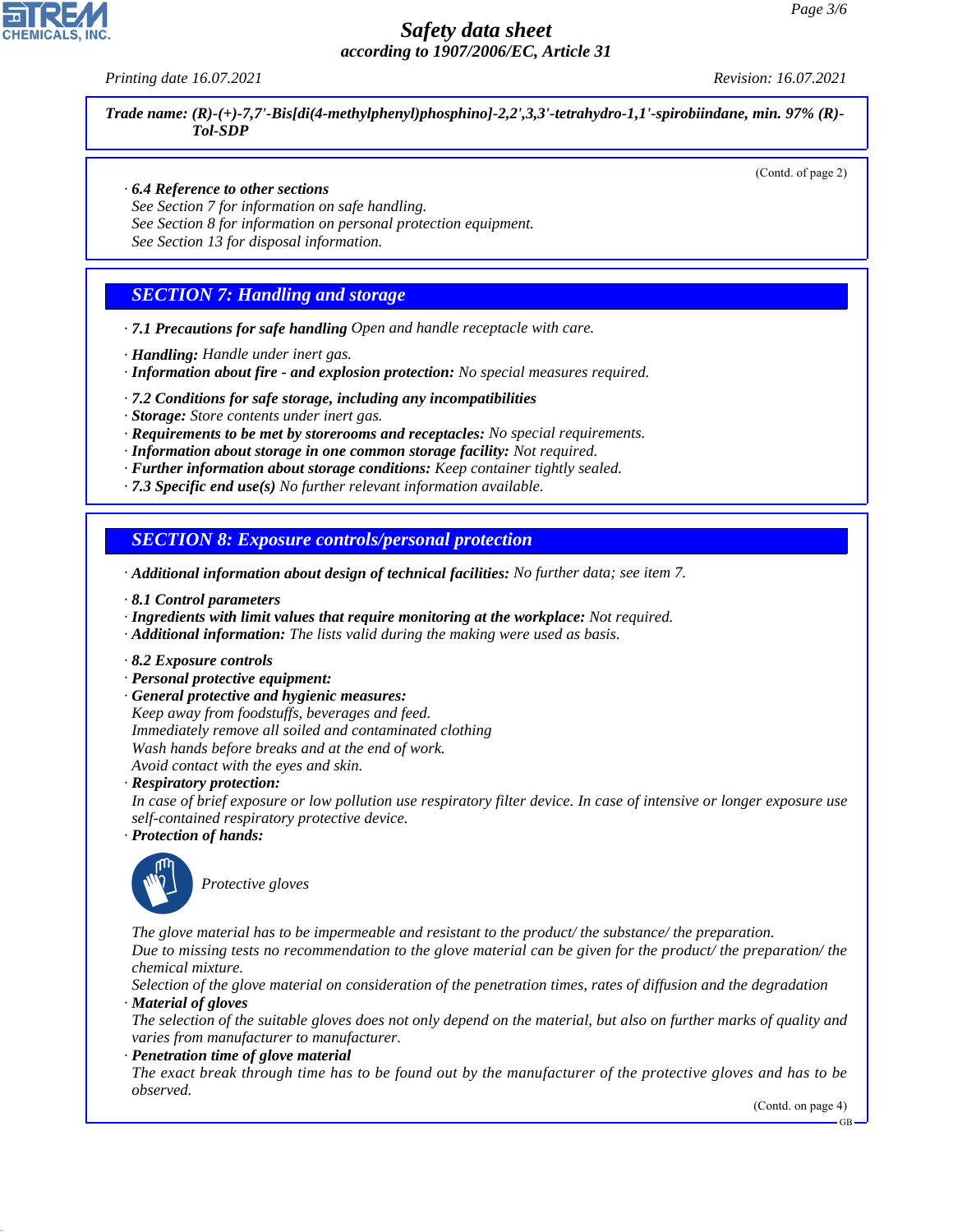**Trade name: (R)-(+)-7,7'-Bis[di(4-methylphenyl)phosphino]-2,2',3,3'-tetrahydro-1,1'-spirobiindane, min. 97% (R)-Tol-SDP**

(Contd. of page 2)

· **6.4 Reference to other sections**
See Section 7 for information on safe handling.
See Section 8 for information on personal protection equipment.
See Section 13 for disposal information.

## SECTION 7: Handling and storage

· **7.1 Precautions for safe handling** Open and handle receptacle with care.

· **Handling:** Handle under inert gas.
· **Information about fire - and explosion protection:** No special measures required.

· **7.2 Conditions for safe storage, including any incompatibilities**
· **Storage:** Store contents under inert gas.
· **Requirements to be met by storerooms and receptacles:** No special requirements.
· **Information about storage in one common storage facility:** Not required.
· **Further information about storage conditions:** Keep container tightly sealed.
· **7.3 Specific end use(s)** No further relevant information available.

## SECTION 8: Exposure controls/personal protection

· **Additional information about design of technical facilities:** No further data; see item 7.

· **8.1 Control parameters**
· **Ingredients with limit values that require monitoring at the workplace:** Not required.
· **Additional information:** The lists valid during the making were used as basis.

· **8.2 Exposure controls**
· **Personal protective equipment:**
· **General protective and hygienic measures:**
Keep away from foodstuffs, beverages and feed.
Immediately remove all soiled and contaminated clothing
Wash hands before breaks and at the end of work.
Avoid contact with the eyes and skin.
· **Respiratory protection:**
In case of brief exposure or low pollution use respiratory filter device. In case of intensive or longer exposure use self-contained respiratory protective device.
· **Protection of hands:**

Protective gloves

The glove material has to be impermeable and resistant to the product/ the substance/ the preparation.
Due to missing tests no recommendation to the glove material can be given for the product/ the preparation/ the chemical mixture.
Selection of the glove material on consideration of the penetration times, rates of diffusion and the degradation
· **Material of gloves**
The selection of the suitable gloves does not only depend on the material, but also on further marks of quality and varies from manufacturer to manufacturer.
· **Penetration time of glove material**
The exact break through time has to be found out by the manufacturer of the protective gloves and has to be observed.

(Contd. on page 4)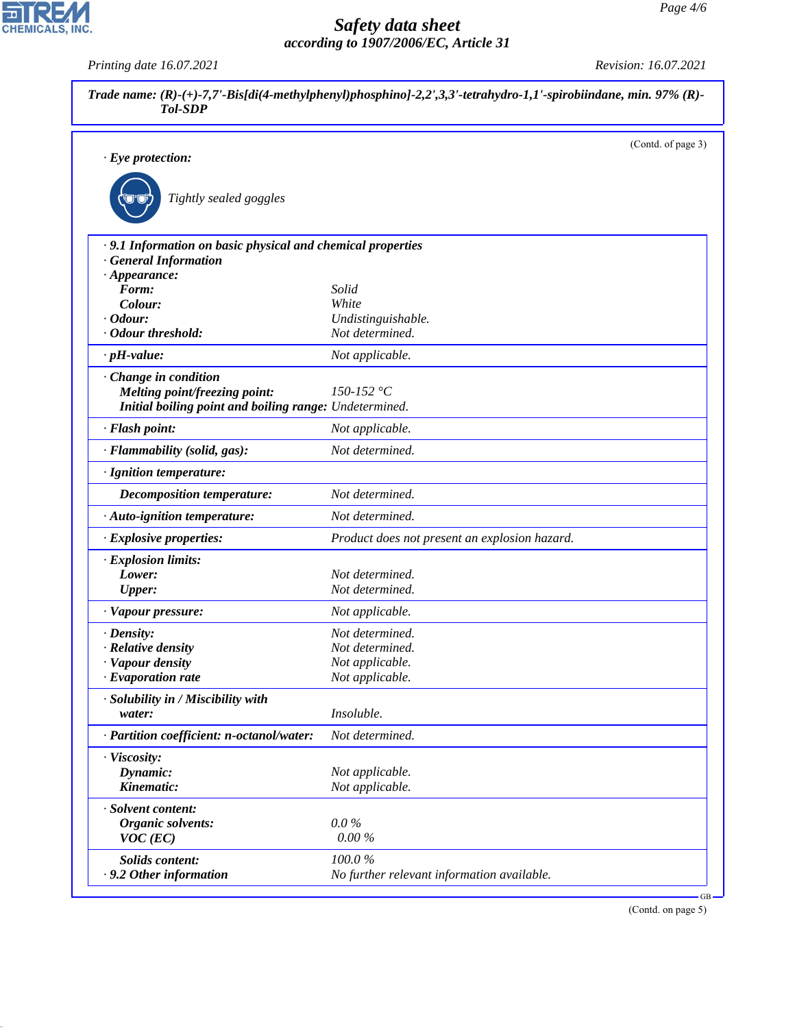**Trade name: (R)-(+)-7,7'-Bis[di(4-methylphenyl)phosphino]-2,2',3,3'-tetrahydro-1,1'-spirobiindane, min. 97% (R)-Tol-SDP**

(Contd. of page 3)

· **Eye protection:**

Tightly sealed goggles

| | |
|---|---|
| · **9.1 Information on basic physical and chemical properties** | |
| · **General Information** | |
| · **Appearance:** | |
| **Form:** | Solid |
| **Colour:** | White |
| · **Odour:** | Undistinguishable. |
| · **Odour threshold:** | Not determined. |
| · **pH-value:** | Not applicable. |
| · **Change in condition** | |
| **Melting point/freezing point:** | 150-152 °C |
| **Initial boiling point and boiling range:** | Undetermined. |
| · **Flash point:** | Not applicable. |
| · **Flammability (solid, gas):** | Not determined. |
| · **Ignition temperature:** | |
| **Decomposition temperature:** | Not determined. |
| · **Auto-ignition temperature:** | Not determined. |
| · **Explosive properties:** | Product does not present an explosion hazard. |
| · **Explosion limits:** | |
| **Lower:** | Not determined. |
| **Upper:** | Not determined. |
| · **Vapour pressure:** | Not applicable. |
| · **Density:** | Not determined. |
| · **Relative density** | Not determined. |
| · **Vapour density** | Not applicable. |
| · **Evaporation rate** | Not applicable. |
| · **Solubility in / Miscibility with** | |
| **water:** | Insoluble. |
| · **Partition coefficient: n-octanol/water:** | Not determined. |
| · **Viscosity:** | |
| **Dynamic:** | Not applicable. |
| **Kinematic:** | Not applicable. |
| · **Solvent content:** | |
| **Organic solvents:** | 0.0 % |
| **VOC (EC)** | 0.00 % |
| **Solids content:** | 100.0 % |
| · **9.2 Other information** | No further relevant information available. |

(Contd. on page 5)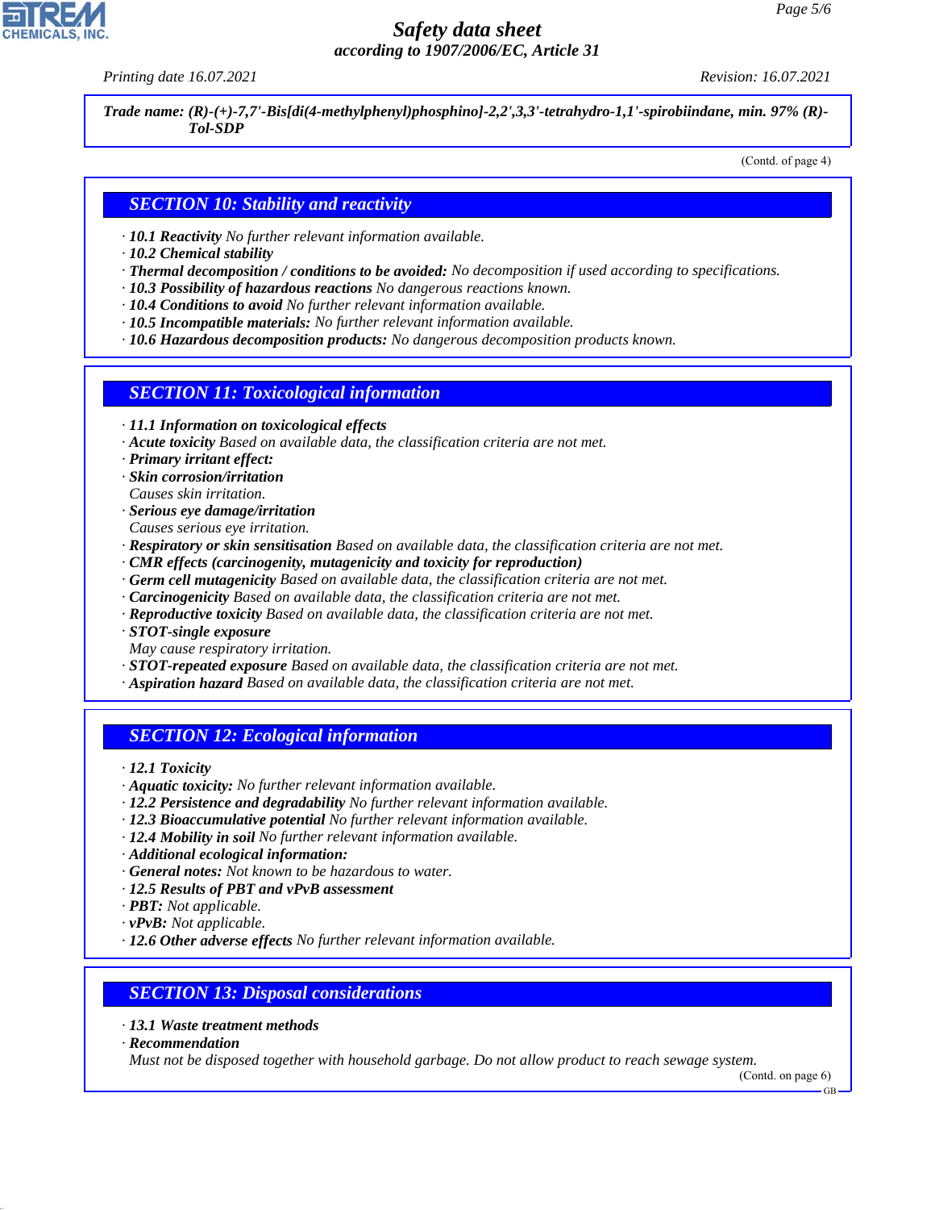**Trade name: (R)-(+)-7,7'-Bis[di(4-methylphenyl)phosphino]-2,2',3,3'-tetrahydro-1,1'-spirobiindane, min. 97% (R)-Tol-SDP**

(Contd. of page 4)

## SECTION 10: Stability and reactivity

· ***10.1 Reactivity*** *No further relevant information available.*
· ***10.2 Chemical stability***
· ***Thermal decomposition / conditions to be avoided:*** *No decomposition if used according to specifications.*
· ***10.3 Possibility of hazardous reactions*** *No dangerous reactions known.*
· ***10.4 Conditions to avoid*** *No further relevant information available.*
· ***10.5 Incompatible materials:*** *No further relevant information available.*
· ***10.6 Hazardous decomposition products:*** *No dangerous decomposition products known.*

## SECTION 11: Toxicological information

· ***11.1 Information on toxicological effects***
· ***Acute toxicity*** *Based on available data, the classification criteria are not met.*
· ***Primary irritant effect:***
· ***Skin corrosion/irritation***
*Causes skin irritation.*
· ***Serious eye damage/irritation***
*Causes serious eye irritation.*
· ***Respiratory or skin sensitisation*** *Based on available data, the classification criteria are not met.*
· ***CMR effects (carcinogenity, mutagenicity and toxicity for reproduction)***
· ***Germ cell mutagenicity*** *Based on available data, the classification criteria are not met.*
· ***Carcinogenicity*** *Based on available data, the classification criteria are not met.*
· ***Reproductive toxicity*** *Based on available data, the classification criteria are not met.*
· ***STOT-single exposure***
*May cause respiratory irritation.*
· ***STOT-repeated exposure*** *Based on available data, the classification criteria are not met.*
· ***Aspiration hazard*** *Based on available data, the classification criteria are not met.*

## SECTION 12: Ecological information

· ***12.1 Toxicity***
· ***Aquatic toxicity:*** *No further relevant information available.*
· ***12.2 Persistence and degradability*** *No further relevant information available.*
· ***12.3 Bioaccumulative potential*** *No further relevant information available.*
· ***12.4 Mobility in soil*** *No further relevant information available.*
· ***Additional ecological information:***
· ***General notes:*** *Not known to be hazardous to water.*
· ***12.5 Results of PBT and vPvB assessment***
· ***PBT:*** *Not applicable.*
· ***vPvB:*** *Not applicable.*
· ***12.6 Other adverse effects*** *No further relevant information available.*

## SECTION 13: Disposal considerations

· ***13.1 Waste treatment methods***
· ***Recommendation***
*Must not be disposed together with household garbage. Do not allow product to reach sewage system.*

(Contd. on page 6)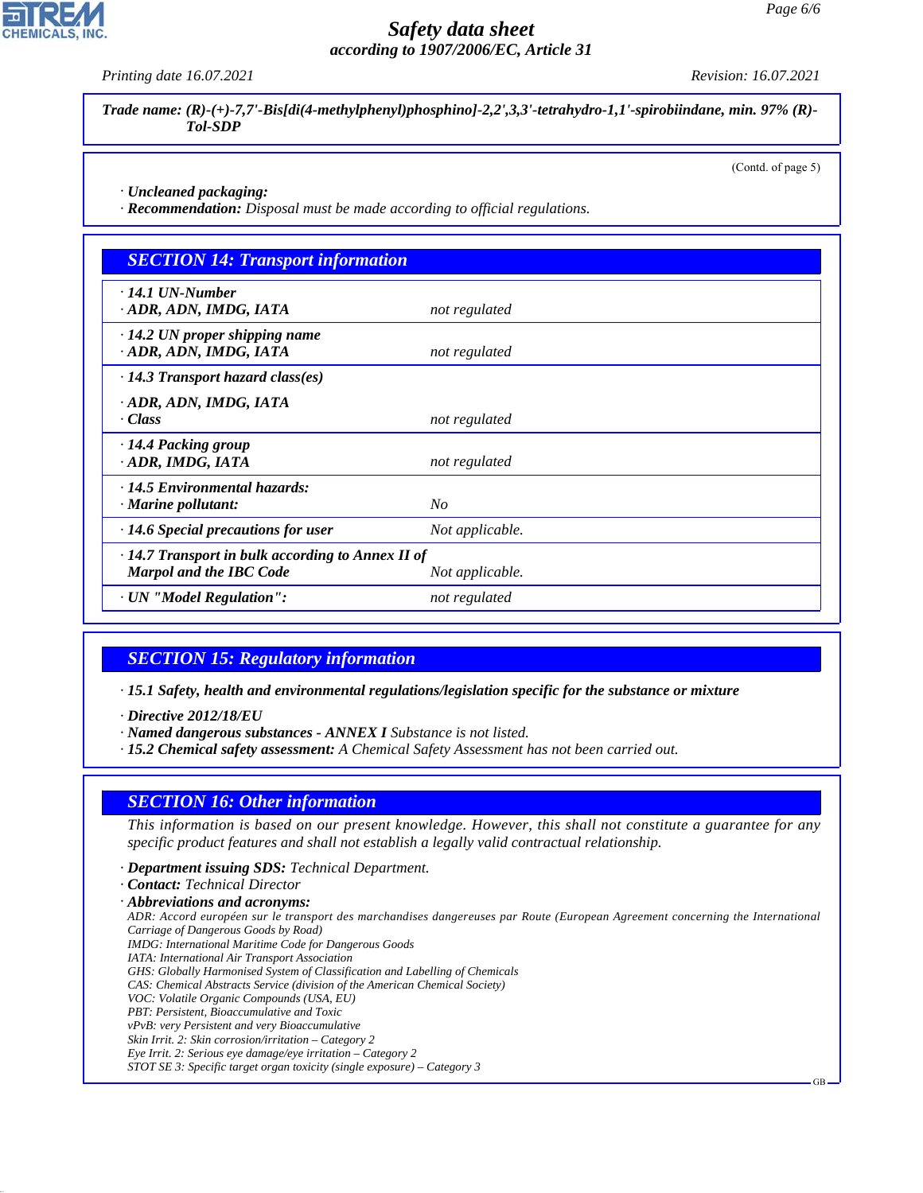**Trade name: (R)-(+)-7,7'-Bis[di(4-methylphenyl)phosphino]-2,2',3,3'-tetrahydro-1,1'-spirobiindane, min. 97% (R)-Tol-SDP**

(Contd. of page 5)

· **Uncleaned packaging:**
· **Recommendation:** Disposal must be made according to official regulations.

## SECTION 14: Transport information

| | |
|---|---|
| · **14.1 UN-Number**<br>· **ADR, ADN, IMDG, IATA** | not regulated |
| · **14.2 UN proper shipping name**<br>· **ADR, ADN, IMDG, IATA** | not regulated |
| · **14.3 Transport hazard class(es)**<br>· **ADR, ADN, IMDG, IATA**<br>· **Class** | not regulated |
| · **14.4 Packing group**<br>· **ADR, IMDG, IATA** | not regulated |
| · **14.5 Environmental hazards:**<br>· **Marine pollutant:** | No |
| · **14.6 Special precautions for user** | Not applicable. |
| · **14.7 Transport in bulk according to Annex II of Marpol and the IBC Code** | Not applicable. |
| · **UN "Model Regulation":** | not regulated |

## SECTION 15: Regulatory information

· **15.1 Safety, health and environmental regulations/legislation specific for the substance or mixture**

· **Directive 2012/18/EU**
· **Named dangerous substances - ANNEX I** Substance is not listed.
· **15.2 Chemical safety assessment:** A Chemical Safety Assessment has not been carried out.

## SECTION 16: Other information

This information is based on our present knowledge. However, this shall not constitute a guarantee for any specific product features and shall not establish a legally valid contractual relationship.

· **Department issuing SDS:** Technical Department.
· **Contact:** Technical Director
· **Abbreviations and acronyms:**
ADR: Accord européen sur le transport des marchandises dangereuses par Route (European Agreement concerning the International Carriage of Dangerous Goods by Road)
IMDG: International Maritime Code for Dangerous Goods
IATA: International Air Transport Association
GHS: Globally Harmonised System of Classification and Labelling of Chemicals
CAS: Chemical Abstracts Service (division of the American Chemical Society)
VOC: Volatile Organic Compounds (USA, EU)
PBT: Persistent, Bioaccumulative and Toxic
vPvB: very Persistent and very Bioaccumulative
Skin Irrit. 2: Skin corrosion/irritation – Category 2
Eye Irrit. 2: Serious eye damage/eye irritation – Category 2
STOT SE 3: Specific target organ toxicity (single exposure) – Category 3